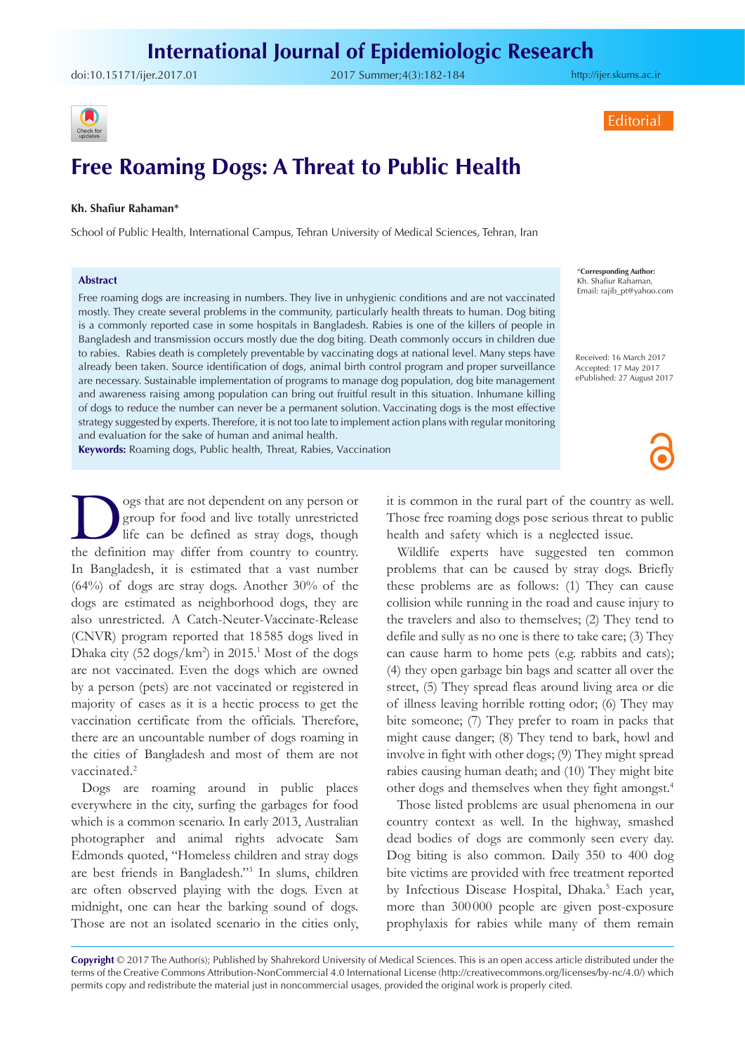Editorial

# Free Roaming Dogs: A Threat to Public Health

**Kh. Shafiur Rahaman***

School of Public Health, International Campus, Tehran University of Medical Sciences, Tehran, Iran

\*Corresponding Author: Kh. Shafiur Rahaman, Email: rajib_pt@yahoo.com

Received: 16 March 2017
Accepted: 17 May 2017
ePublished: 27 August 2017

## Abstract

Free roaming dogs are increasing in numbers. They live in unhygienic conditions and are not vaccinated mostly. They create several problems in the community, particularly health threats to human. Dog biting is a commonly reported case in some hospitals in Bangladesh. Rabies is one of the killers of people in Bangladesh and transmission occurs mostly due the dog biting. Death commonly occurs in children due to rabies. Rabies death is completely preventable by vaccinating dogs at national level. Many steps have already been taken. Source identification of dogs, animal birth control program and proper surveillance are necessary. Sustainable implementation of programs to manage dog population, dog bite management and awareness raising among population can bring out fruitful result in this situation. Inhumane killing of dogs to reduce the number can never be a permanent solution. Vaccinating dogs is the most effective strategy suggested by experts. Therefore, it is not too late to implement action plans with regular monitoring and evaluation for the sake of human and animal health.

**Keywords:** Roaming dogs, Public health, Threat, Rabies, Vaccination

Dogs that are not dependent on any person or group for food and live totally unrestricted life can be defined as stray dogs, though the definition may differ from country to country. In Bangladesh, it is estimated that a vast number (64%) of dogs are stray dogs. Another 30% of the dogs are estimated as neighborhood dogs, they are also unrestricted. A Catch-Neuter-Vaccinate-Release (CNVR) program reported that 18 585 dogs lived in Dhaka city (52 dogs/km$^2$) in 2015.[1] Most of the dogs are not vaccinated. Even the dogs which are owned by a person (pets) are not vaccinated or registered in majority of cases as it is a hectic process to get the vaccination certificate from the officials. Therefore, there are an uncountable number of dogs roaming in the cities of Bangladesh and most of them are not vaccinated.[2]

Dogs are roaming around in public places everywhere in the city, surfing the garbages for food which is a common scenario. In early 2013, Australian photographer and animal rights advocate Sam Edmonds quoted, "Homeless children and stray dogs are best friends in Bangladesh."[3] In slums, children are often observed playing with the dogs. Even at midnight, one can hear the barking sound of dogs. Those are not an isolated scenario in the cities only, it is common in the rural part of the country as well. Those free roaming dogs pose serious threat to public health and safety which is a neglected issue.

Wildlife experts have suggested ten common problems that can be caused by stray dogs. Briefly these problems are as follows: (1) They can cause collision while running in the road and cause injury to the travelers and also to themselves; (2) They tend to defile and sully as no one is there to take care; (3) They can cause harm to home pets (e.g. rabbits and cats); (4) they open garbage bin bags and scatter all over the street, (5) They spread fleas around living area or die of illness leaving horrible rotting odor; (6) They may bite someone; (7) They prefer to roam in packs that might cause danger; (8) They tend to bark, howl and involve in fight with other dogs; (9) They might spread rabies causing human death; and (10) They might bite other dogs and themselves when they fight amongst.[4]

Those listed problems are usual phenomena in our country context as well. In the highway, smashed dead bodies of dogs are commonly seen every day. Dog biting is also common. Daily 350 to 400 dog bite victims are provided with free treatment reported by Infectious Disease Hospital, Dhaka.[5] Each year, more than 300 000 people are given post-exposure prophylaxis for rabies while many of them remain

**Copyright** © 2017 The Author(s); Published by Shahrekord University of Medical Sciences. This is an open access article distributed under the terms of the Creative Commons Attribution-NonCommercial 4.0 International License (http://creativecommons.org/licenses/by-nc/4.0/) which permits copy and redistribute the material just in noncommercial usages, provided the original work is properly cited.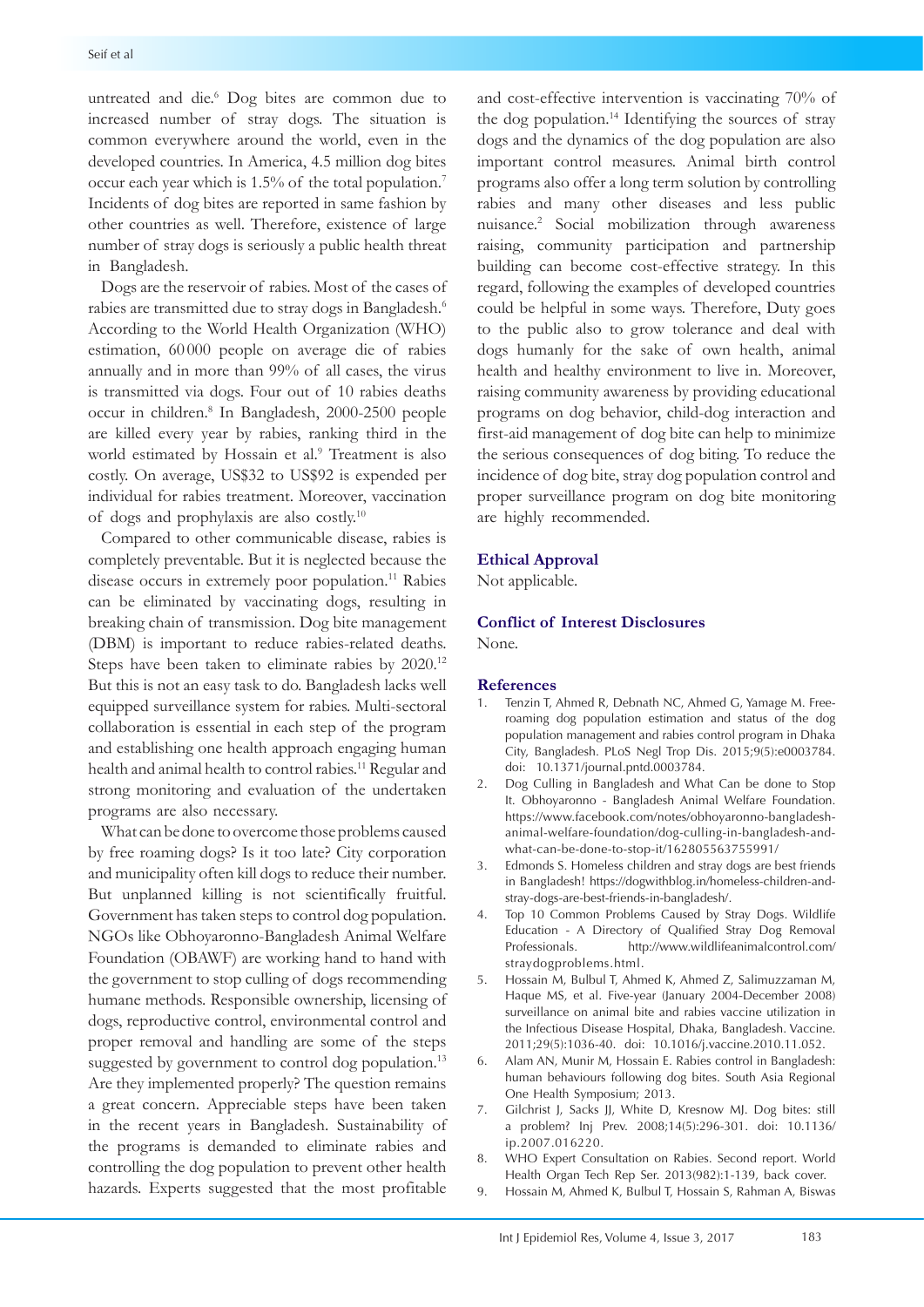untreated and die.[6] Dog bites are common due to increased number of stray dogs. The situation is common everywhere around the world, even in the developed countries. In America, 4.5 million dog bites occur each year which is 1.5% of the total population.[7] Incidents of dog bites are reported in same fashion by other countries as well. Therefore, existence of large number of stray dogs is seriously a public health threat in Bangladesh.

Dogs are the reservoir of rabies. Most of the cases of rabies are transmitted due to stray dogs in Bangladesh.[6] According to the World Health Organization (WHO) estimation, 60 000 people on average die of rabies annually and in more than 99% of all cases, the virus is transmitted via dogs. Four out of 10 rabies deaths occur in children.[8] In Bangladesh, 2000-2500 people are killed every year by rabies, ranking third in the world estimated by Hossain et al.[9] Treatment is also costly. On average, US$32 to US$92 is expended per individual for rabies treatment. Moreover, vaccination of dogs and prophylaxis are also costly.[10]

Compared to other communicable disease, rabies is completely preventable. But it is neglected because the disease occurs in extremely poor population.[11] Rabies can be eliminated by vaccinating dogs, resulting in breaking chain of transmission. Dog bite management (DBM) is important to reduce rabies-related deaths. Steps have been taken to eliminate rabies by 2020.[12] But this is not an easy task to do. Bangladesh lacks well equipped surveillance system for rabies. Multi-sectoral collaboration is essential in each step of the program and establishing one health approach engaging human health and animal health to control rabies.[11] Regular and strong monitoring and evaluation of the undertaken programs are also necessary.

What can be done to overcome those problems caused by free roaming dogs? Is it too late? City corporation and municipality often kill dogs to reduce their number. But unplanned killing is not scientifically fruitful. Government has taken steps to control dog population. NGOs like Obhoyaronno-Bangladesh Animal Welfare Foundation (OBAWF) are working hand to hand with the government to stop culling of dogs recommending humane methods. Responsible ownership, licensing of dogs, reproductive control, environmental control and proper removal and handling are some of the steps suggested by government to control dog population.[13] Are they implemented properly? The question remains a great concern. Appreciable steps have been taken in the recent years in Bangladesh. Sustainability of the programs is demanded to eliminate rabies and controlling the dog population to prevent other health hazards. Experts suggested that the most profitable and cost-effective intervention is vaccinating 70% of the dog population.[14] Identifying the sources of stray dogs and the dynamics of the dog population are also important control measures. Animal birth control programs also offer a long term solution by controlling rabies and many other diseases and less public nuisance.[2] Social mobilization through awareness raising, community participation and partnership building can become cost-effective strategy. In this regard, following the examples of developed countries could be helpful in some ways. Therefore, Duty goes to the public also to grow tolerance and deal with dogs humanly for the sake of own health, animal health and healthy environment to live in. Moreover, raising community awareness by providing educational programs on dog behavior, child-dog interaction and first-aid management of dog bite can help to minimize the serious consequences of dog biting. To reduce the incidence of dog bite, stray dog population control and proper surveillance program on dog bite monitoring are highly recommended.

## Ethical Approval

Not applicable.

## Conflict of Interest Disclosures

None.

## References

1. Tenzin T, Ahmed R, Debnath NC, Ahmed G, Yamage M. Free-roaming dog population estimation and status of the dog population management and rabies control program in Dhaka City, Bangladesh. PLoS Negl Trop Dis. 2015;9(5):e0003784. doi: 10.1371/journal.pntd.0003784.
2. Dog Culling in Bangladesh and What Can be done to Stop It. Obhoyaronno - Bangladesh Animal Welfare Foundation. https://www.facebook.com/notes/obhoyaronno-bangladesh-animal-welfare-foundation/dog-culling-in-bangladesh-and-what-can-be-done-to-stop-it/162805563755991/
3. Edmonds S. Homeless children and stray dogs are best friends in Bangladesh! https://dogwithblog.in/homeless-children-and-stray-dogs-are-best-friends-in-bangladesh/.
4. Top 10 Common Problems Caused by Stray Dogs. Wildlife Education - A Directory of Qualified Stray Dog Removal Professionals. http://www.wildlifeanimalcontrol.com/straydogproblems.html.
5. Hossain M, Bulbul T, Ahmed K, Ahmed Z, Salimuzzaman M, Haque MS, et al. Five-year (January 2004-December 2008) surveillance on animal bite and rabies vaccine utilization in the Infectious Disease Hospital, Dhaka, Bangladesh. Vaccine. 2011;29(5):1036-40. doi: 10.1016/j.vaccine.2010.11.052.
6. Alam AN, Munir M, Hossain E. Rabies control in Bangladesh: human behaviours following dog bites. South Asia Regional One Health Symposium; 2013.
7. Gilchrist J, Sacks JJ, White D, Kresnow MJ. Dog bites: still a problem? Inj Prev. 2008;14(5):296-301. doi: 10.1136/ip.2007.016220.
8. WHO Expert Consultation on Rabies. Second report. World Health Organ Tech Rep Ser. 2013(982):1-139, back cover.
9. Hossain M, Ahmed K, Bulbul T, Hossain S, Rahman A, Biswas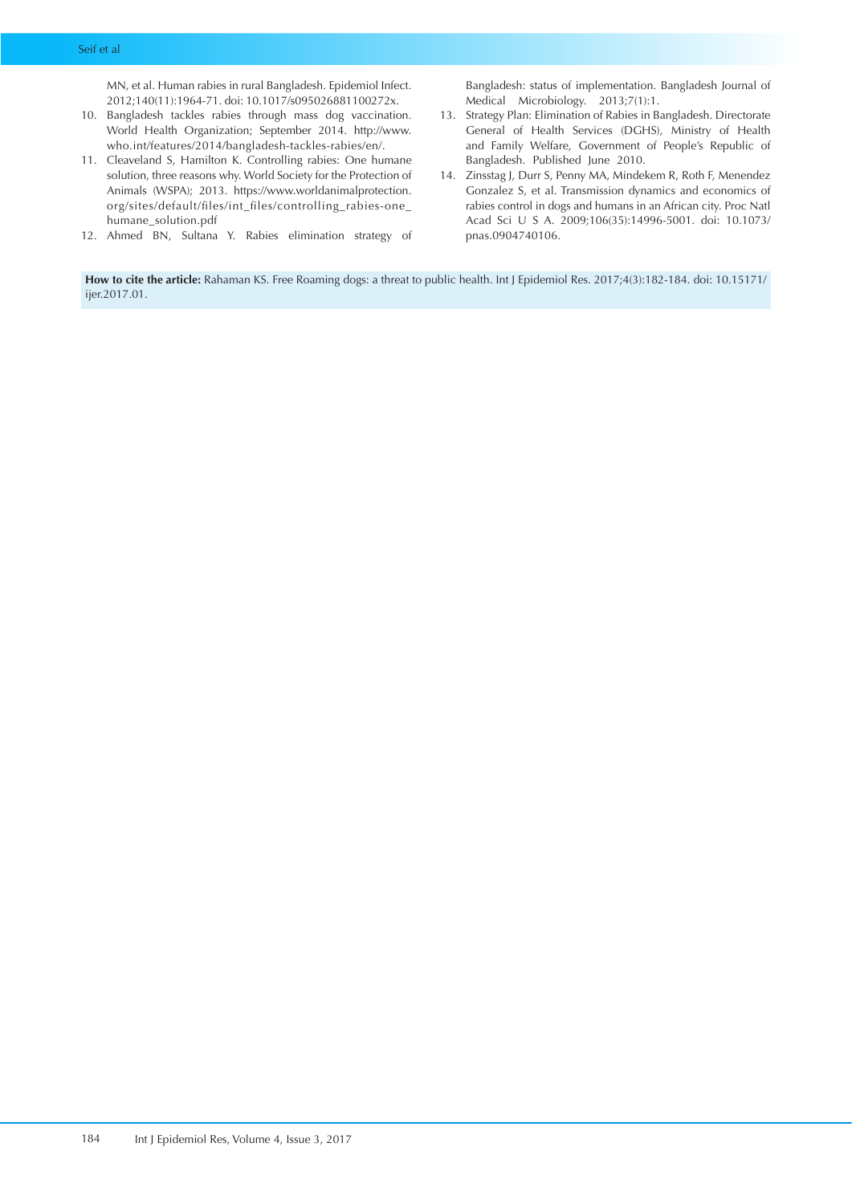MN, et al. Human rabies in rural Bangladesh. Epidemiol Infect. 2012;140(11):1964-71. doi: 10.1017/s095026881100272x.

10. Bangladesh tackles rabies through mass dog vaccination. World Health Organization; September 2014. http://www.who.int/features/2014/bangladesh-tackles-rabies/en/.
11. Cleaveland S, Hamilton K. Controlling rabies: One humane solution, three reasons why. World Society for the Protection of Animals (WSPA); 2013. https://www.worldanimalprotection.org/sites/default/files/int_files/controlling_rabies-one_humane_solution.pdf
12. Ahmed BN, Sultana Y. Rabies elimination strategy of Bangladesh: status of implementation. Bangladesh Journal of Medical Microbiology. 2013;7(1):1.
13. Strategy Plan: Elimination of Rabies in Bangladesh. Directorate General of Health Services (DGHS), Ministry of Health and Family Welfare, Government of People's Republic of Bangladesh. Published June 2010.
14. Zinsstag J, Durr S, Penny MA, Mindekem R, Roth F, Menendez Gonzalez S, et al. Transmission dynamics and economics of rabies control in dogs and humans in an African city. Proc Natl Acad Sci U S A. 2009;106(35):14996-5001. doi: 10.1073/pnas.0904740106.

**How to cite the article:** Rahaman KS. Free Roaming dogs: a threat to public health. Int J Epidemiol Res. 2017;4(3):182-184. doi: 10.15171/ijer.2017.01.